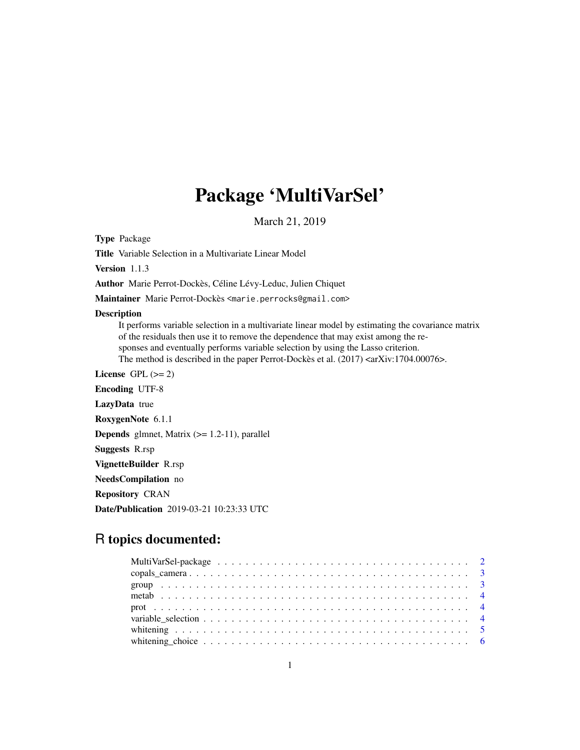# Package 'MultiVarSel'

March 21, 2019

**Type** Package

**Title** Variable Selection in a Multivariate Linear Model

**Version** 1.1.3

**Author** Marie Perrot-Dockès, Céline Lévy-Leduc, Julien Chiquet

**Maintainer** Marie Perrot-Dockès <marie.perrocks@gmail.com>

**Description**

It performs variable selection in a multivariate linear model by estimating the covariance matrix of the residuals then use it to remove the dependence that may exist among the responses and eventually performs variable selection by using the Lasso criterion.
The method is described in the paper Perrot-Dockès et al. (2017) <arXiv:1704.00076>.

**License** GPL (>= 2)

**Encoding** UTF-8

**LazyData** true

**RoxygenNote** 6.1.1

**Depends** glmnet, Matrix (>= 1.2-11), parallel

**Suggests** R.rsp

**VignetteBuilder** R.rsp

**NeedsCompilation** no

**Repository** CRAN

**Date/Publication** 2019-03-21 10:23:33 UTC

## R topics documented:

| | |
|---|---|
| MultiVarSel-package | 2 |
| copals_camera | 3 |
| group | 3 |
| metab | 4 |
| prot | 4 |
| variable_selection | 4 |
| whitening | 5 |
| whitening_choice | 6 |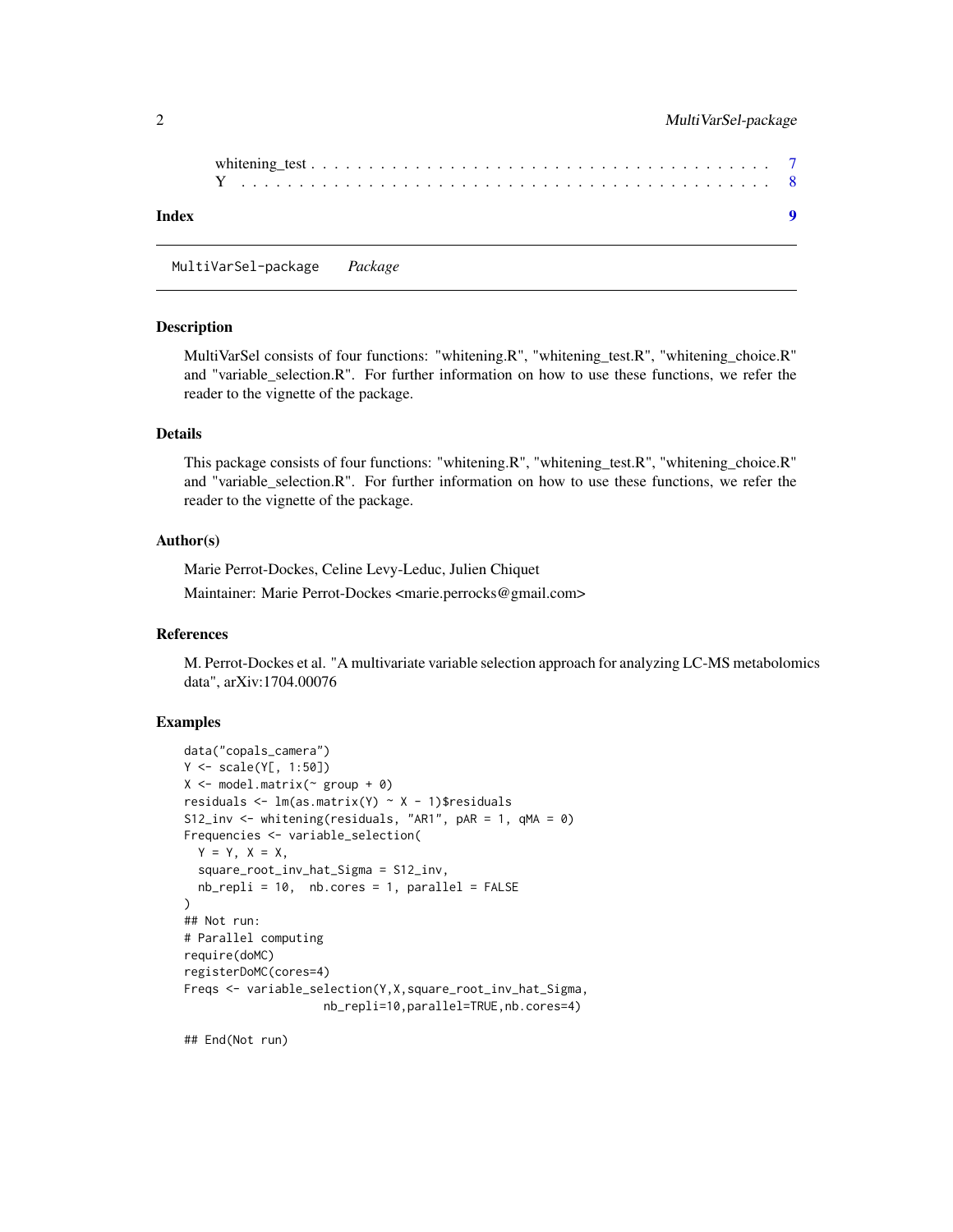whitening_test . . . . . . . . . . . . . . . . . . . . . . . . . . . . . . . . . . . . . . 7
Y . . . . . . . . . . . . . . . . . . . . . . . . . . . . . . . . . . . . . . . . . . . . 8

**Index** **9**

---

MultiVarSel-package *Package*

---

## Description

MultiVarSel consists of four functions: "whitening.R", "whitening_test.R", "whitening_choice.R" and "variable_selection.R". For further information on how to use these functions, we refer the reader to the vignette of the package.

## Details

This package consists of four functions: "whitening.R", "whitening_test.R", "whitening_choice.R" and "variable_selection.R". For further information on how to use these functions, we refer the reader to the vignette of the package.

## Author(s)

Marie Perrot-Dockes, Celine Levy-Leduc, Julien Chiquet

Maintainer: Marie Perrot-Dockes <marie.perrocks@gmail.com>

## References

M. Perrot-Dockes et al. "A multivariate variable selection approach for analyzing LC-MS metabolomics data", arXiv:1704.00076

## Examples

```
data("copals_camera")
Y <- scale(Y[, 1:50])
X <- model.matrix(~ group + 0)
residuals <- lm(as.matrix(Y) ~ X - 1)$residuals
S12_inv <- whitening(residuals, "AR1", pAR = 1, qMA = 0)
Frequencies <- variable_selection(
  Y = Y, X = X,
  square_root_inv_hat_Sigma = S12_inv,
  nb_repli = 10,  nb.cores = 1, parallel = FALSE
)
## Not run:
# Parallel computing
require(doMC)
registerDoMC(cores=4)
Freqs <- variable_selection(Y,X,square_root_inv_hat_Sigma,
                    nb_repli=10,parallel=TRUE,nb.cores=4)

## End(Not run)
```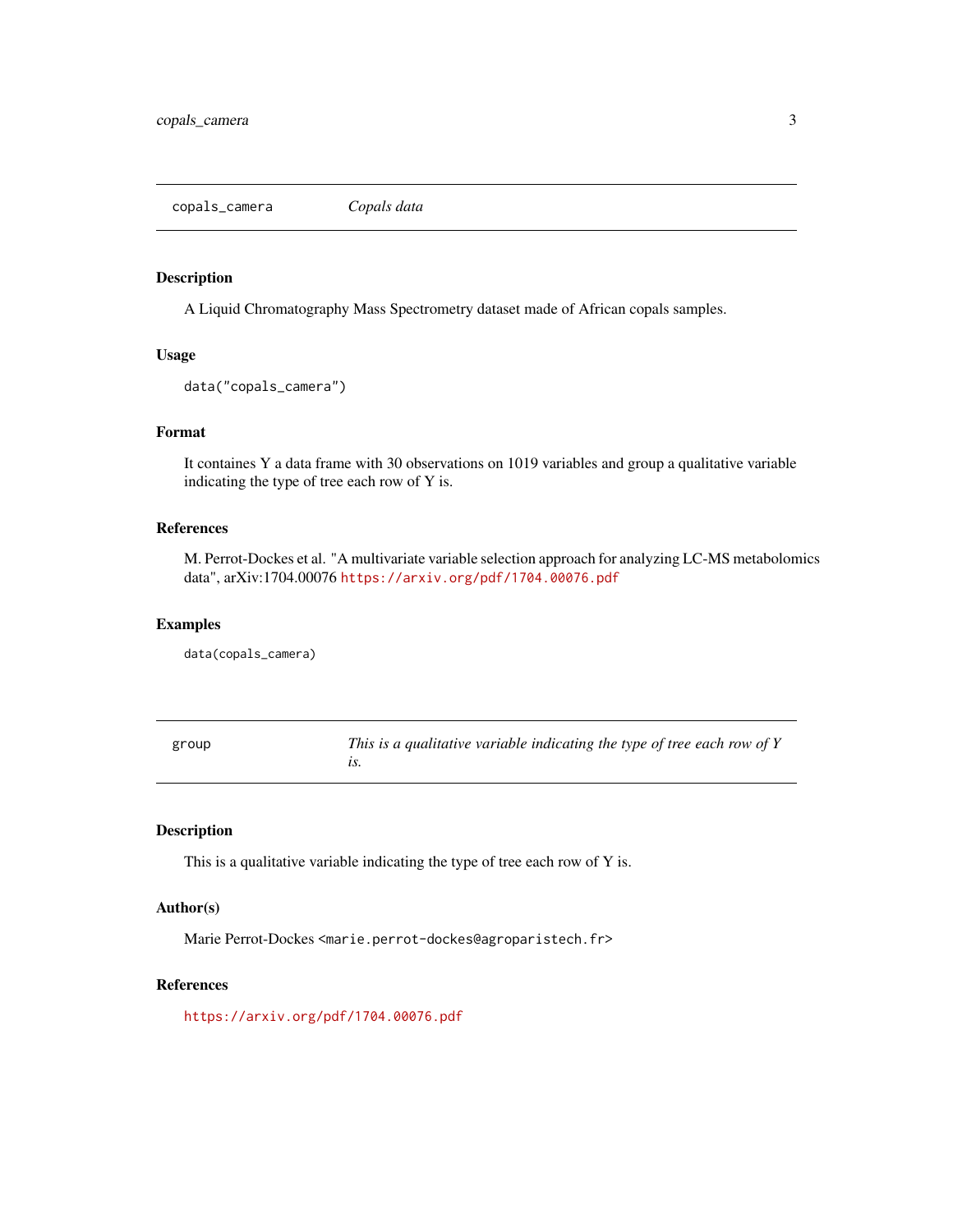## copals_camera — *Copals data*

### Description

A Liquid Chromatography Mass Spectrometry dataset made of African copals samples.

### Usage

```
data("copals_camera")
```

### Format

It containes Y a data frame with 30 observations on 1019 variables and group a qualitative variable indicating the type of tree each row of Y is.

### References

M. Perrot-Dockes et al. "A multivariate variable selection approach for analyzing LC-MS metabolomics data", arXiv:1704.00076 https://arxiv.org/pdf/1704.00076.pdf

### Examples

```
data(copals_camera)
```

## group — *This is a qualitative variable indicating the type of tree each row of Y is.*

### Description

This is a qualitative variable indicating the type of tree each row of Y is.

### Author(s)

Marie Perrot-Dockes <marie.perrot-dockes@agroparistech.fr>

### References

https://arxiv.org/pdf/1704.00076.pdf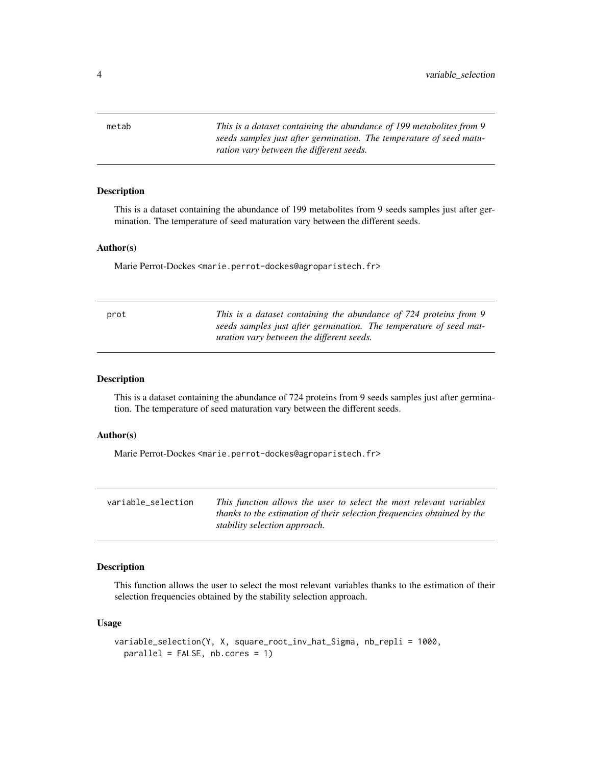## metab

*This is a dataset containing the abundance of 199 metabolites from 9 seeds samples just after germination. The temperature of seed maturation vary between the different seeds.*

### Description

This is a dataset containing the abundance of 199 metabolites from 9 seeds samples just after germination. The temperature of seed maturation vary between the different seeds.

### Author(s)

Marie Perrot-Dockes <marie.perrot-dockes@agroparistech.fr>

## prot

*This is a dataset containing the abundance of 724 proteins from 9 seeds samples just after germination. The temperature of seed maturation vary between the different seeds.*

### Description

This is a dataset containing the abundance of 724 proteins from 9 seeds samples just after germination. The temperature of seed maturation vary between the different seeds.

### Author(s)

Marie Perrot-Dockes <marie.perrot-dockes@agroparistech.fr>

## variable_selection

*This function allows the user to select the most relevant variables thanks to the estimation of their selection frequencies obtained by the stability selection approach.*

### Description

This function allows the user to select the most relevant variables thanks to the estimation of their selection frequencies obtained by the stability selection approach.

### Usage

```
variable_selection(Y, X, square_root_inv_hat_Sigma, nb_repli = 1000,
  parallel = FALSE, nb.cores = 1)
```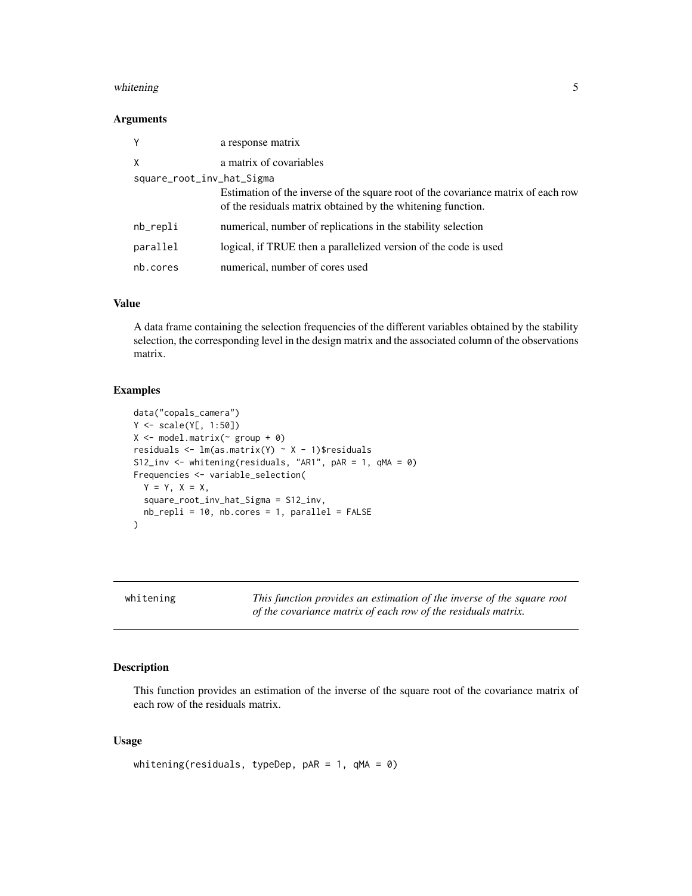### Arguments

| | |
|---|---|
| Y | a response matrix |
| X | a matrix of covariables |
| square_root_inv_hat_Sigma | Estimation of the inverse of the square root of the covariance matrix of each row of the residuals matrix obtained by the whitening function. |
| nb_repli | numerical, number of replications in the stability selection |
| parallel | logical, if TRUE then a parallelized version of the code is used |
| nb.cores | numerical, number of cores used |

### Value

A data frame containing the selection frequencies of the different variables obtained by the stability selection, the corresponding level in the design matrix and the associated column of the observations matrix.

### Examples

```
data("copals_camera")
Y <- scale(Y[, 1:50])
X <- model.matrix(~ group + 0)
residuals <- lm(as.matrix(Y) ~ X - 1)$residuals
S12_inv <- whitening(residuals, "AR1", pAR = 1, qMA = 0)
Frequencies <- variable_selection(
  Y = Y, X = X,
  square_root_inv_hat_Sigma = S12_inv,
  nb_repli = 10, nb.cores = 1, parallel = FALSE
)
```

---

## whitening — *This function provides an estimation of the inverse of the square root of the covariance matrix of each row of the residuals matrix.*

---

### Description

This function provides an estimation of the inverse of the square root of the covariance matrix of each row of the residuals matrix.

### Usage

```
whitening(residuals, typeDep, pAR = 1, qMA = 0)
```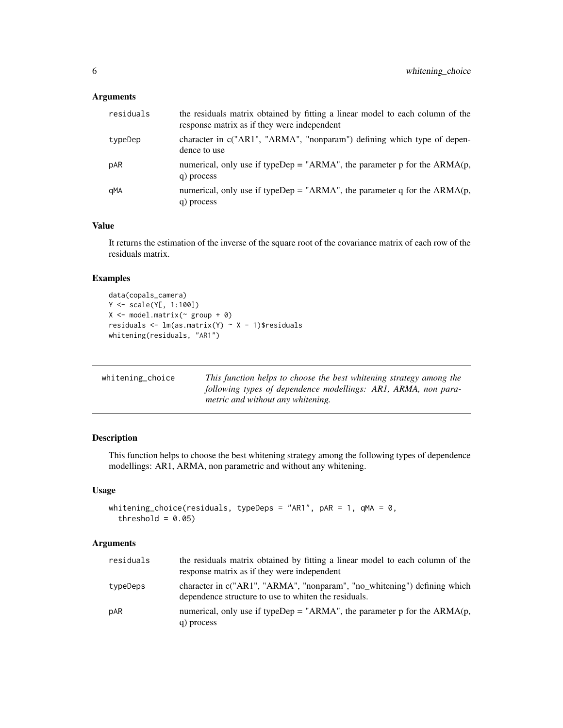### Arguments

| | |
|---|---|
| residuals | the residuals matrix obtained by fitting a linear model to each column of the response matrix as if they were independent |
| typeDep | character in c("AR1", "ARMA", "nonparam") defining which type of dependence to use |
| pAR | numerical, only use if typeDep = "ARMA", the parameter p for the ARMA(p, q) process |
| qMA | numerical, only use if typeDep = "ARMA", the parameter q for the ARMA(p, q) process |

### Value

It returns the estimation of the inverse of the square root of the covariance matrix of each row of the residuals matrix.

### Examples

```
data(copals_camera)
Y <- scale(Y[, 1:100])
X <- model.matrix(~ group + 0)
residuals <- lm(as.matrix(Y) ~ X - 1)$residuals
whitening(residuals, "AR1")
```

---

## whitening_choice

*This function helps to choose the best whitening strategy among the following types of dependence modellings: AR1, ARMA, non parametric and without any whitening.*

---

### Description

This function helps to choose the best whitening strategy among the following types of dependence modellings: AR1, ARMA, non parametric and without any whitening.

### Usage

```
whitening_choice(residuals, typeDeps = "AR1", pAR = 1, qMA = 0,
  threshold = 0.05)
```

### Arguments

| | |
|---|---|
| residuals | the residuals matrix obtained by fitting a linear model to each column of the response matrix as if they were independent |
| typeDeps | character in c("AR1", "ARMA", "nonparam", "no_whitening") defining which dependence structure to use to whiten the residuals. |
| pAR | numerical, only use if typeDep = "ARMA", the parameter p for the ARMA(p, q) process |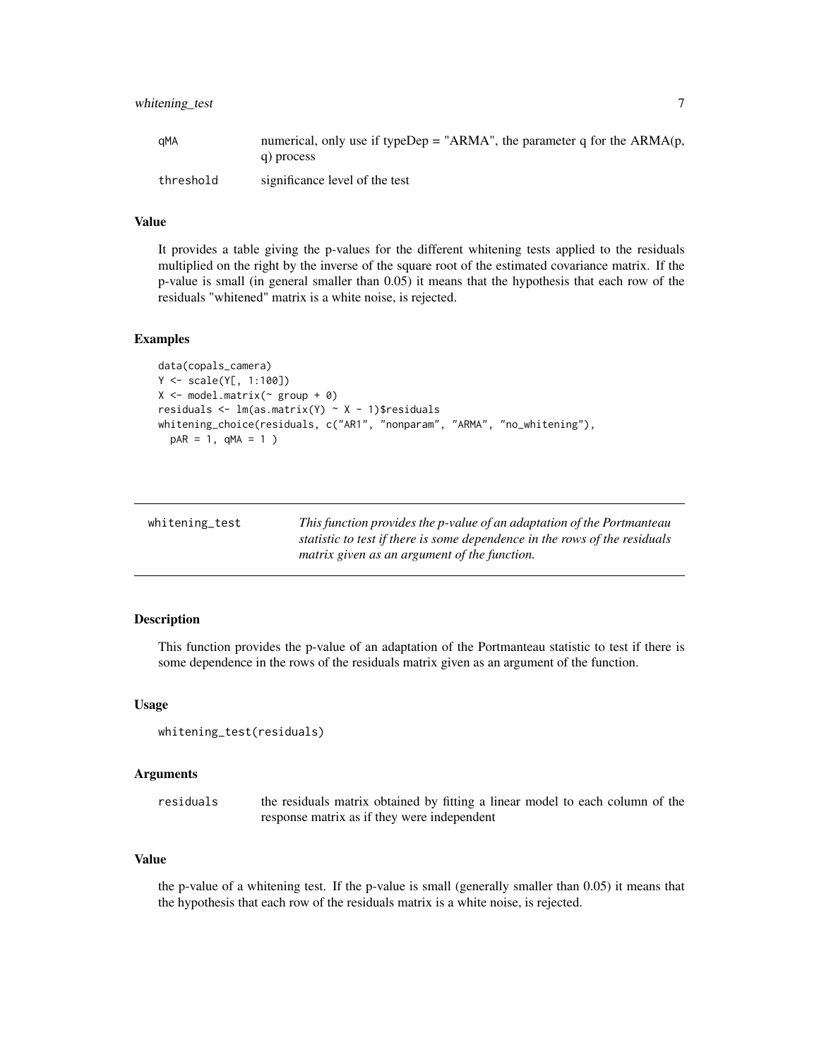| | |
|---|---|
| qMA | numerical, only use if typeDep = "ARMA", the parameter q for the ARMA(p, q) process |
| threshold | significance level of the test |

### Value

It provides a table giving the p-values for the different whitening tests applied to the residuals multiplied on the right by the inverse of the square root of the estimated covariance matrix. If the p-value is small (in general smaller than 0.05) it means that the hypothesis that each row of the residuals "whitened" matrix is a white noise, is rejected.

### Examples

```
data(copals_camera)
Y <- scale(Y[, 1:100])
X <- model.matrix(~ group + 0)
residuals <- lm(as.matrix(Y) ~ X - 1)$residuals
whitening_choice(residuals, c("AR1", "nonparam", "ARMA", "no_whitening"),
  pAR = 1, qMA = 1 )
```

---

## whitening_test

*This function provides the p-value of an adaptation of the Portmanteau statistic to test if there is some dependence in the rows of the residuals matrix given as an argument of the function.*

---

### Description

This function provides the p-value of an adaptation of the Portmanteau statistic to test if there is some dependence in the rows of the residuals matrix given as an argument of the function.

### Usage

```
whitening_test(residuals)
```

### Arguments

| | |
|---|---|
| residuals | the residuals matrix obtained by fitting a linear model to each column of the response matrix as if they were independent |

### Value

the p-value of a whitening test. If the p-value is small (generally smaller than 0.05) it means that the hypothesis that each row of the residuals matrix is a white noise, is rejected.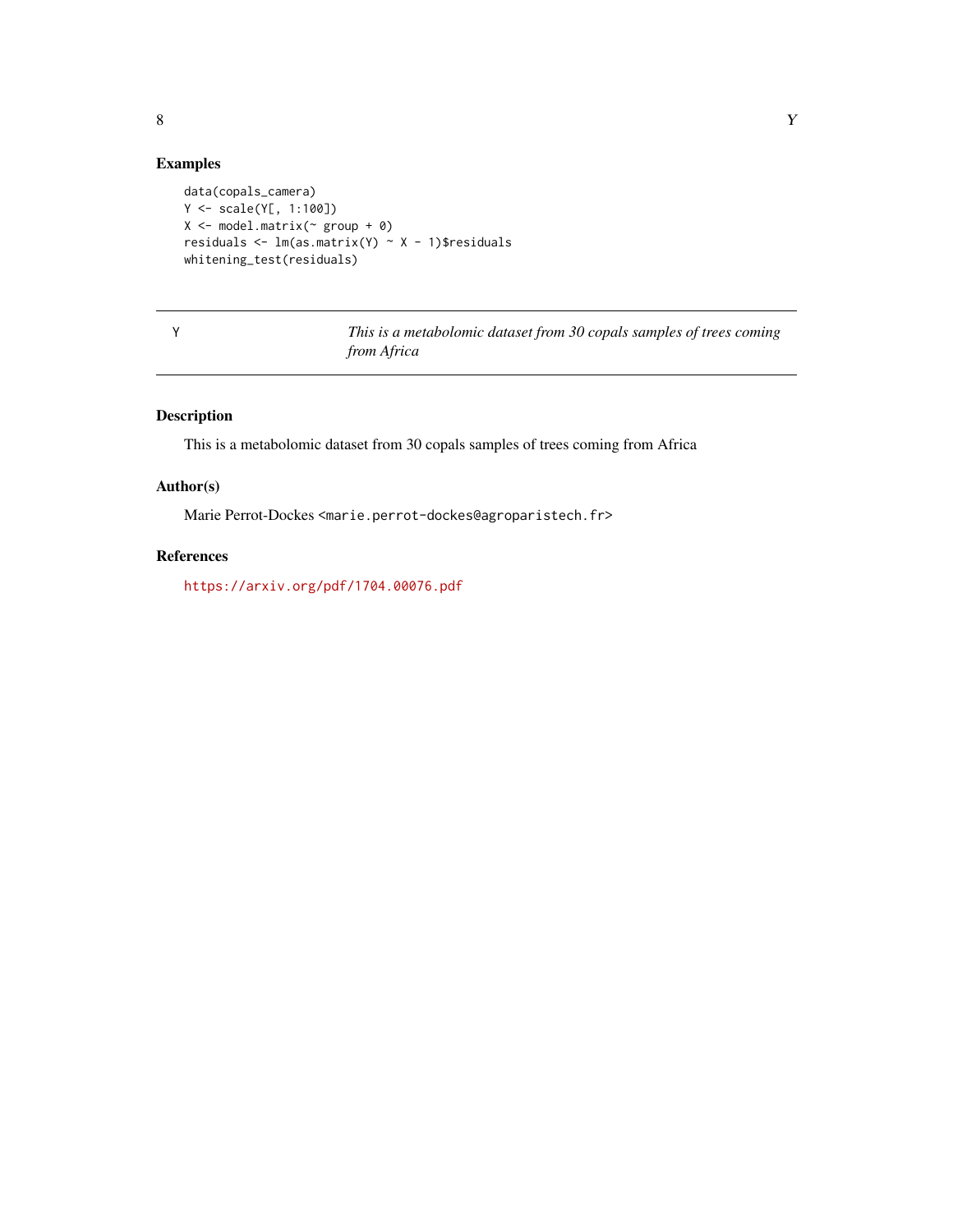### Examples

```
data(copals_camera)
Y <- scale(Y[, 1:100])
X <- model.matrix(~ group + 0)
residuals <- lm(as.matrix(Y) ~ X - 1)$residuals
whitening_test(residuals)
```

---

## Y — *This is a metabolomic dataset from 30 copals samples of trees coming from Africa*

---

### Description

This is a metabolomic dataset from 30 copals samples of trees coming from Africa

### Author(s)

Marie Perrot-Dockes <marie.perrot-dockes@agroparistech.fr>

### References

https://arxiv.org/pdf/1704.00076.pdf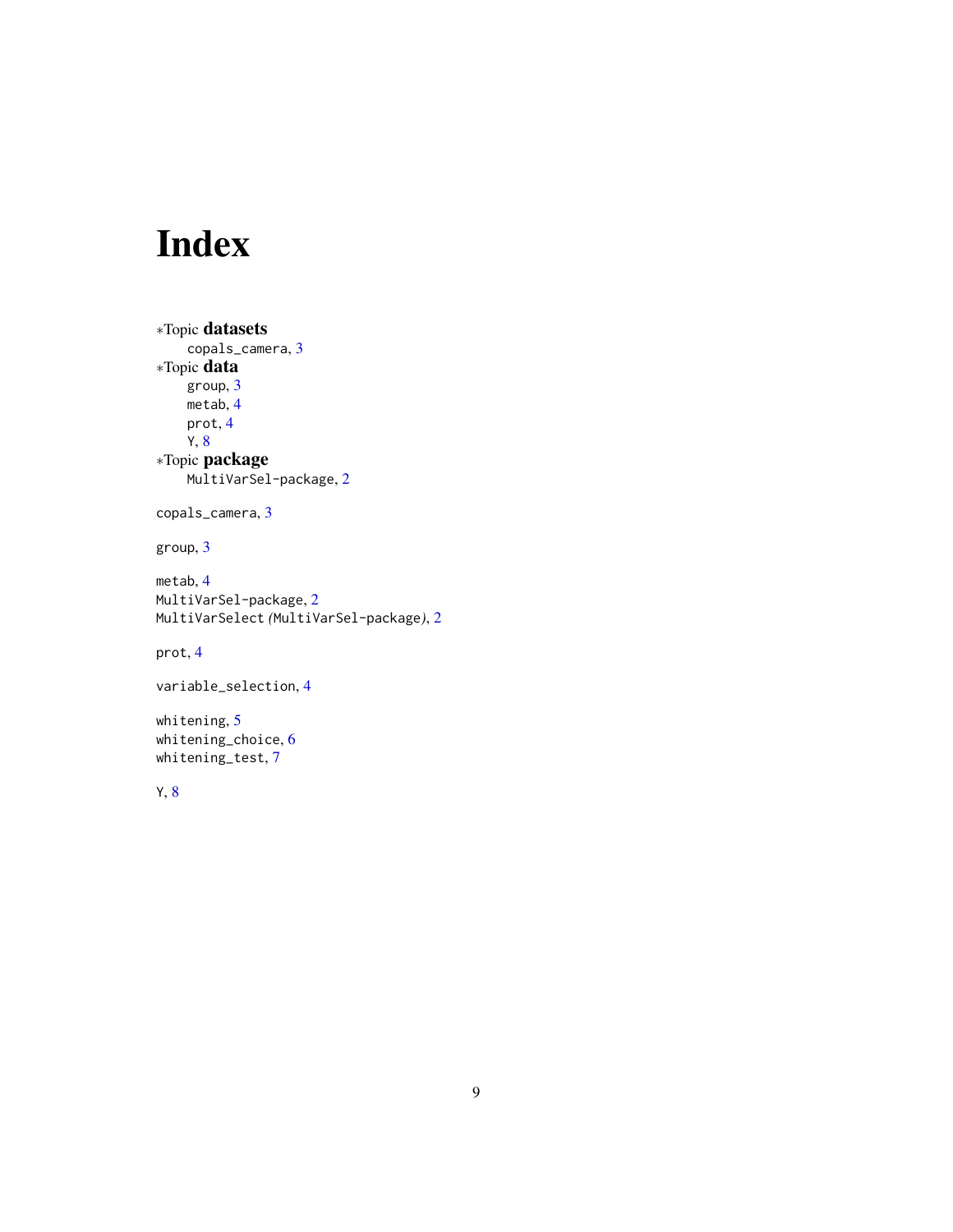# Index

*Topic **datasets**
    copals_camera, 3
*Topic **data**
    group, 3
    metab, 4
    prot, 4
    Y, 8
*Topic **package**
    MultiVarSel-package, 2

copals_camera, 3

group, 3

metab, 4
MultiVarSel-package, 2
MultiVarSelect (MultiVarSel-package), 2

prot, 4

variable_selection, 4

whitening, 5
whitening_choice, 6
whitening_test, 7

Y, 8